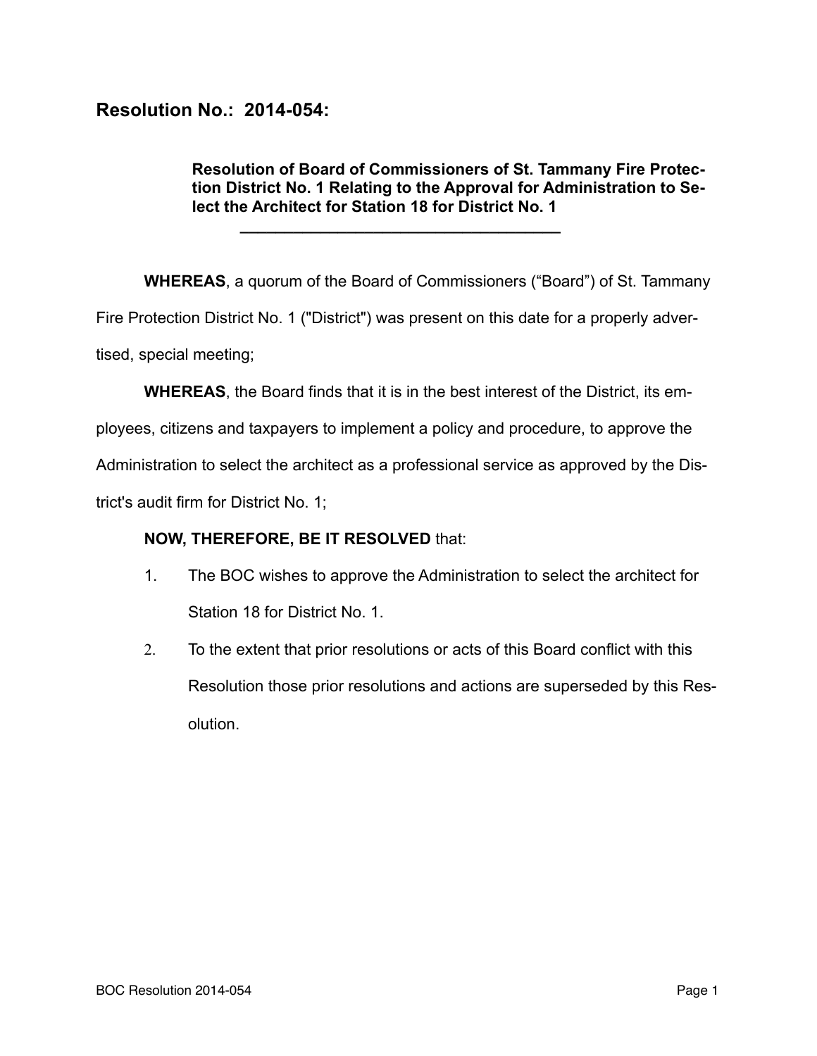# Resolution No.: 2014-054:

**Resolution of Board of Commissioners of St. Tammany Fire Protection District No. 1 Relating to the Approval for Administration to Select the Architect for Station 18 for District No. 1**

---

**WHEREAS**, a quorum of the Board of Commissioners ("Board") of St. Tammany Fire Protection District No. 1 ("District") was present on this date for a properly advertised, special meeting;

**WHEREAS**, the Board finds that it is in the best interest of the District, its employees, citizens and taxpayers to implement a policy and procedure, to approve the Administration to select the architect as a professional service as approved by the District's audit firm for District No. 1;

**NOW, THEREFORE, BE IT RESOLVED** that:

1. The BOC wishes to approve the Administration to select the architect for Station 18 for District No. 1.
2. To the extent that prior resolutions or acts of this Board conflict with this Resolution those prior resolutions and actions are superseded by this Resolution.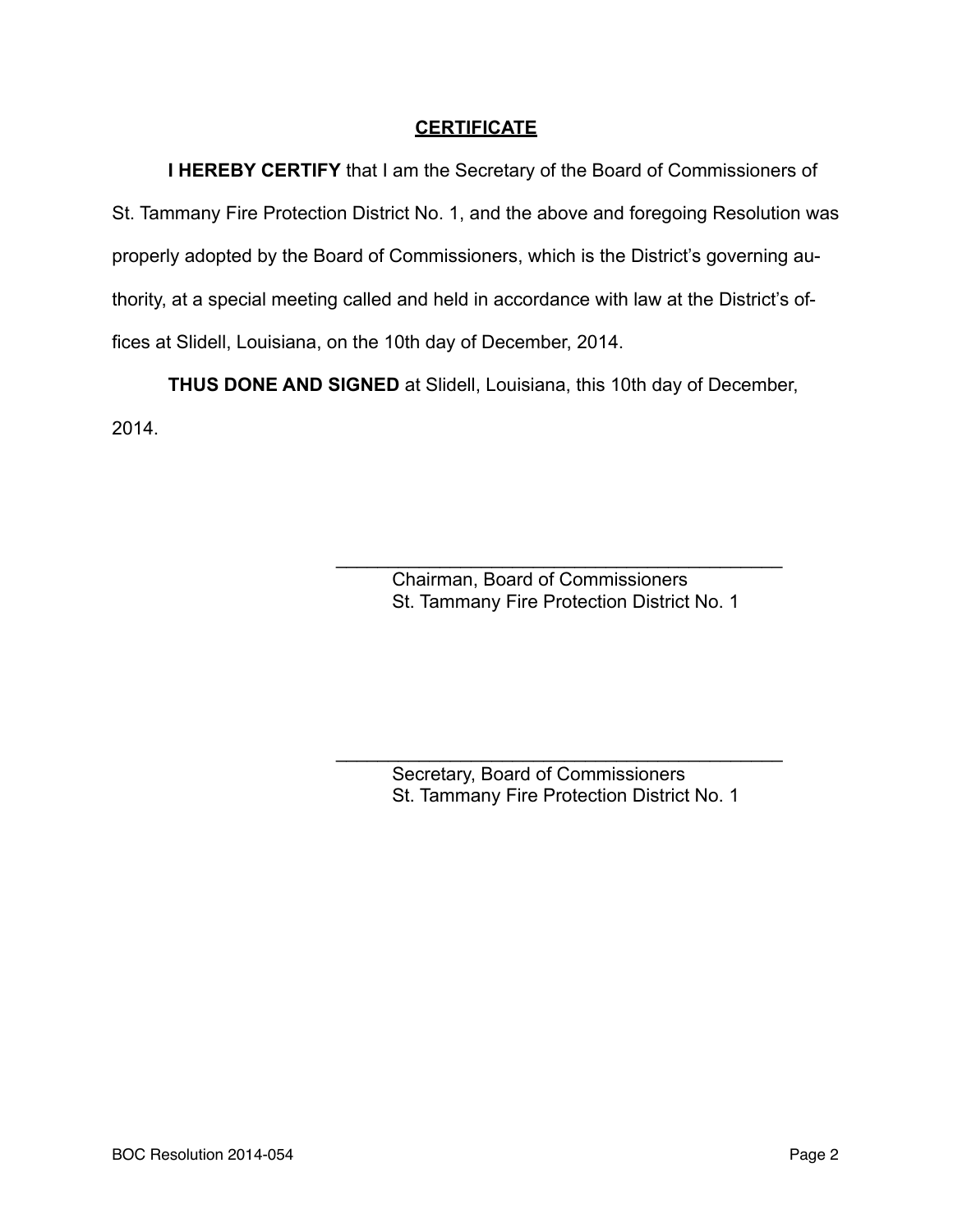## **CERTIFICATE**

**I HEREBY CERTIFY** that I am the Secretary of the Board of Commissioners of St. Tammany Fire Protection District No. 1, and the above and foregoing Resolution was properly adopted by the Board of Commissioners, which is the District's governing authority, at a special meeting called and held in accordance with law at the District's offices at Slidell, Louisiana, on the 10th day of December, 2014.

**THUS DONE AND SIGNED** at Slidell, Louisiana, this 10th day of December, 2014.

\_\_\_\_\_\_\_\_\_\_\_\_\_\_\_\_\_\_\_\_\_\_\_\_\_\_\_\_\_\_\_\_\_\_\_\_\_\_\_\_\_\_\_\_

Chairman, Board of Commissioners
St. Tammany Fire Protection District No. 1

\_\_\_\_\_\_\_\_\_\_\_\_\_\_\_\_\_\_\_\_\_\_\_\_\_\_\_\_\_\_\_\_\_\_\_\_\_\_\_\_\_\_\_\_

Secretary, Board of Commissioners
St. Tammany Fire Protection District No. 1